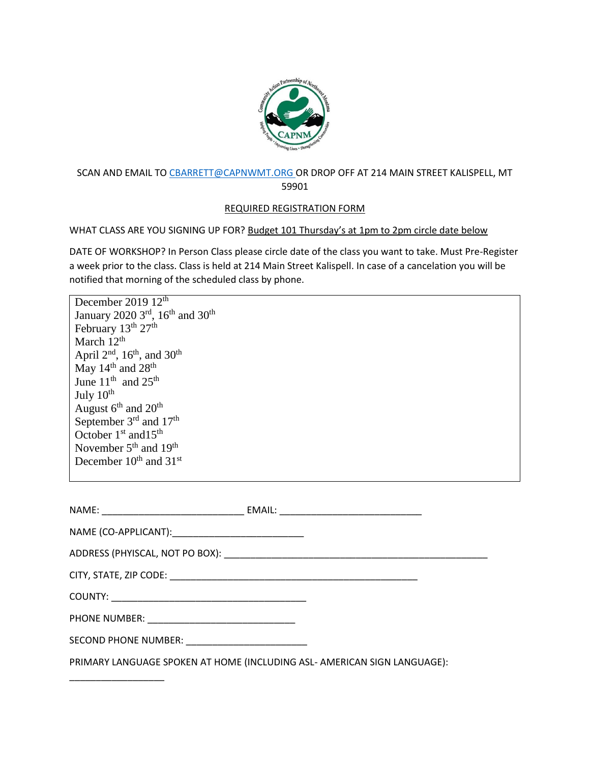SCAN AND EMAIL TO CBARRETT@CAPNWMT.ORG OR DROP OFF AT 214 MAIN STREET KALISPELL, MT 59901

REQUIRED REGISTRATION FORM

WHAT CLASS ARE YOU SIGNING UP FOR? Budget 101 Thursday's at 1pm to 2pm circle date below

DATE OF WORKSHOP? In Person Class please circle date of the class you want to take. Must Pre-Register a week prior to the class. Class is held at 214 Main Street Kalispell. In case of a cancelation you will be notified that morning of the scheduled class by phone.

December 2019 12th
January 2020 3rd, 16th and 30th
February 13th 27th
March 12th
April 2nd, 16th, and 30th
May 14th and 28th
June 11th and 25th
July 10th
August 6th and 20th
September 3rd and 17th
October 1st and15th
November 5th and 19th
December 10th and 31st

NAME: ___________________________ EMAIL: ___________________________

NAME (CO-APPLICANT):_________________________

ADDRESS (PHYISCAL, NOT PO BOX): __________________________________________________

CITY, STATE, ZIP CODE: _______________________________________________

COUNTY: ____________________________________

PHONE NUMBER: ___________________________

SECOND PHONE NUMBER: _______________________

PRIMARY LANGUAGE SPOKEN AT HOME (INCLUDING ASL- AMERICAN SIGN LANGUAGE): __________________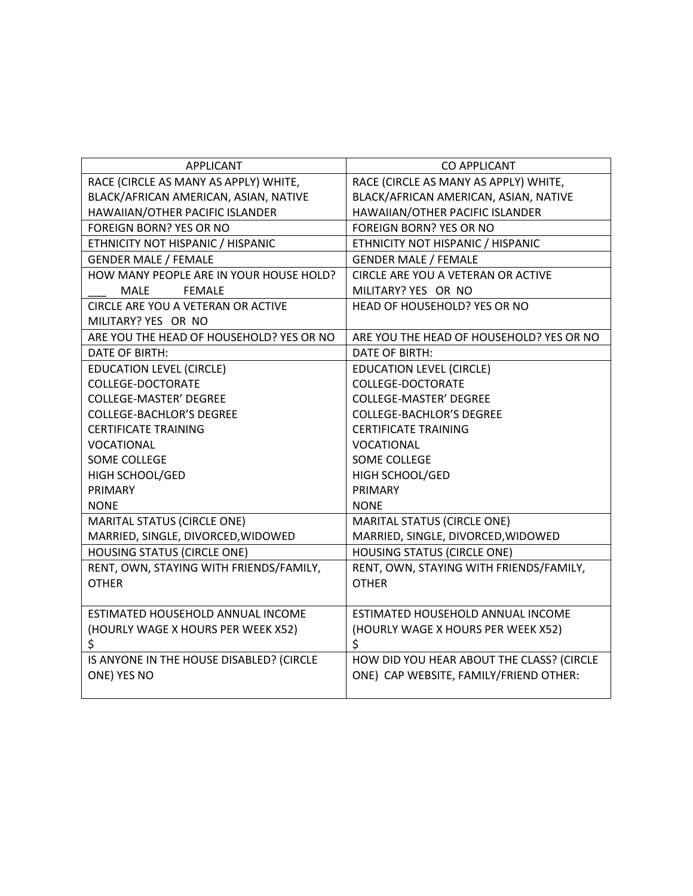| APPLICANT | CO APPLICANT |
| --- | --- |
| RACE (CIRCLE AS MANY AS APPLY) WHITE, BLACK/AFRICAN AMERICAN, ASIAN, NATIVE HAWAIIAN/OTHER PACIFIC ISLANDER | RACE (CIRCLE AS MANY AS APPLY) WHITE, BLACK/AFRICAN AMERICAN, ASIAN, NATIVE HAWAIIAN/OTHER PACIFIC ISLANDER |
| FOREIGN BORN? YES OR NO | FOREIGN BORN? YES OR NO |
| ETHNICITY NOT HISPANIC / HISPANIC | ETHNICITY NOT HISPANIC / HISPANIC |
| GENDER MALE / FEMALE | GENDER MALE / FEMALE |
| HOW MANY PEOPLE ARE IN YOUR HOUSE HOLD? ___ MALE FEMALE | CIRCLE ARE YOU A VETERAN OR ACTIVE MILITARY? YES OR NO |
| CIRCLE ARE YOU A VETERAN OR ACTIVE MILITARY? YES OR NO | HEAD OF HOUSEHOLD? YES OR NO |
| ARE YOU THE HEAD OF HOUSEHOLD? YES OR NO | ARE YOU THE HEAD OF HOUSEHOLD? YES OR NO |
| DATE OF BIRTH: | DATE OF BIRTH: |
| EDUCATION LEVEL (CIRCLE)<br>COLLEGE-DOCTORATE<br>COLLEGE-MASTER' DEGREE<br>COLLEGE-BACHLOR'S DEGREE<br>CERTIFICATE TRAINING<br>VOCATIONAL<br>SOME COLLEGE<br>HIGH SCHOOL/GED<br>PRIMARY<br>NONE | EDUCATION LEVEL (CIRCLE)<br>COLLEGE-DOCTORATE<br>COLLEGE-MASTER' DEGREE<br>COLLEGE-BACHLOR'S DEGREE<br>CERTIFICATE TRAINING<br>VOCATIONAL<br>SOME COLLEGE<br>HIGH SCHOOL/GED<br>PRIMARY<br>NONE |
| MARITAL STATUS (CIRCLE ONE)<br>MARRIED, SINGLE, DIVORCED,WIDOWED | MARITAL STATUS (CIRCLE ONE)<br>MARRIED, SINGLE, DIVORCED,WIDOWED |
| HOUSING STATUS (CIRCLE ONE) | HOUSING STATUS (CIRCLE ONE) |
| RENT, OWN, STAYING WITH FRIENDS/FAMILY, OTHER | RENT, OWN, STAYING WITH FRIENDS/FAMILY, OTHER |
| ESTIMATED HOUSEHOLD ANNUAL INCOME (HOURLY WAGE X HOURS PER WEEK X52)<br>$ | ESTIMATED HOUSEHOLD ANNUAL INCOME (HOURLY WAGE X HOURS PER WEEK X52)<br>$ |
| IS ANYONE IN THE HOUSE DISABLED? (CIRCLE ONE) YES NO | HOW DID YOU HEAR ABOUT THE CLASS? (CIRCLE ONE) CAP WEBSITE, FAMILY/FRIEND OTHER: |